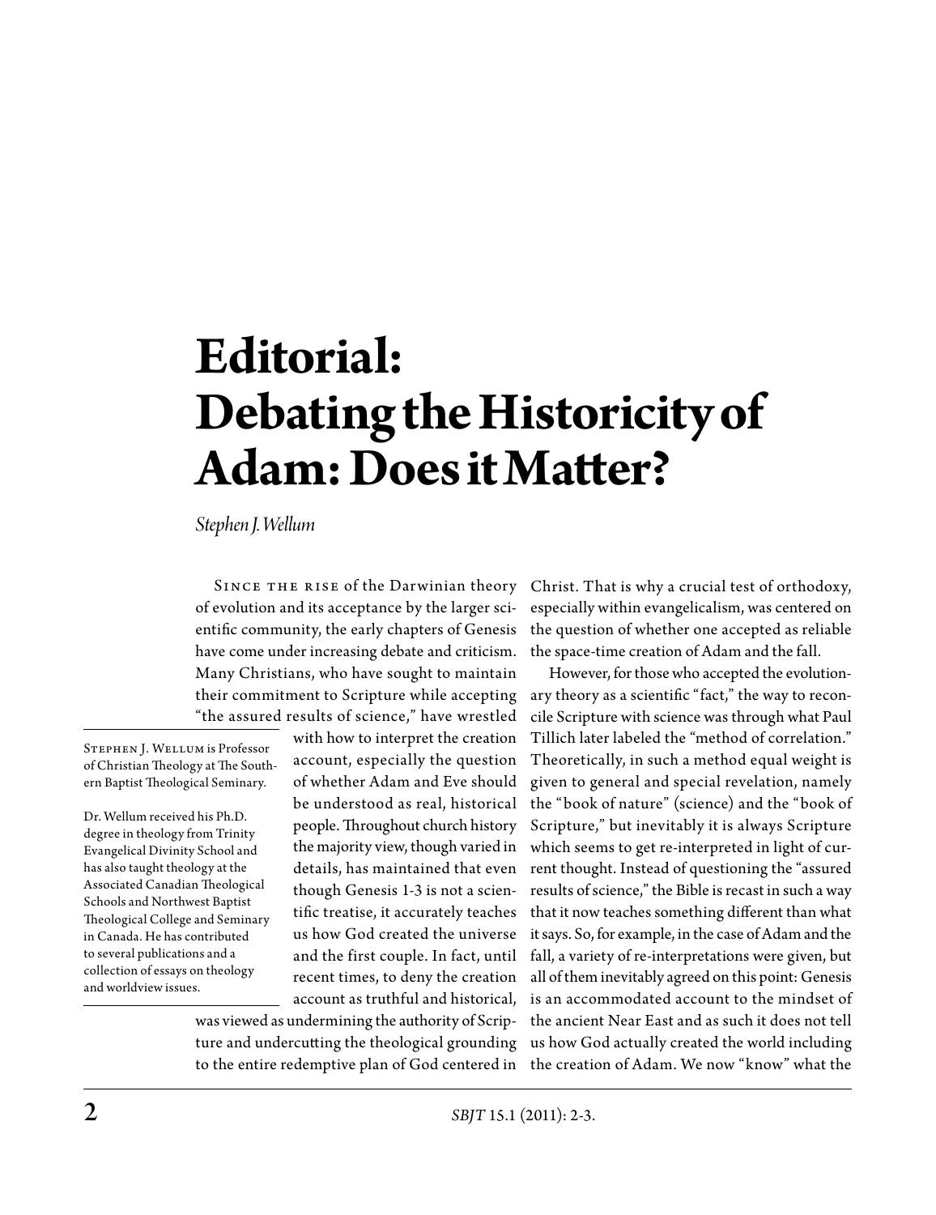# Editorial: Debating the Historicity of Adam: Does it Matter?

*Stephen J. Wellum*

Stephen J. Wellum is Professor of Christian Theology at The Southern Baptist Theological Seminary.

Dr. Wellum received his Ph.D. degree in theology from Trinity Evangelical Divinity School and has also taught theology at the Associated Canadian Theological Schools and Northwest Baptist Theological College and Seminary in Canada. He has contributed to several publications and a collection of essays on theology and worldview issues.

Since the rise of the Darwinian theory of evolution and its acceptance by the larger scientific community, the early chapters of Genesis have come under increasing debate and criticism. Many Christians, who have sought to maintain their commitment to Scripture while accepting "the assured results of science," have wrestled with how to interpret the creation account, especially the question of whether Adam and Eve should be understood as real, historical people. Throughout church history the majority view, though varied in details, has maintained that even though Genesis 1-3 is not a scientific treatise, it accurately teaches us how God created the universe and the first couple. In fact, until recent times, to deny the creation account as truthful and historical, was viewed as undermining the authority of Scripture and undercutting the theological grounding to the entire redemptive plan of God centered in Christ. That is why a crucial test of orthodoxy, especially within evangelicalism, was centered on the question of whether one accepted as reliable the space-time creation of Adam and the fall.

However, for those who accepted the evolutionary theory as a scientific "fact," the way to reconcile Scripture with science was through what Paul Tillich later labeled the "method of correlation." Theoretically, in such a method equal weight is given to general and special revelation, namely the "book of nature" (science) and the "book of Scripture," but inevitably it is always Scripture which seems to get re-interpreted in light of current thought. Instead of questioning the "assured results of science," the Bible is recast in such a way that it now teaches something different than what it says. So, for example, in the case of Adam and the fall, a variety of re-interpretations were given, but all of them inevitably agreed on this point: Genesis is an accommodated account to the mindset of the ancient Near East and as such it does not tell us how God actually created the world including the creation of Adam. We now "know" what the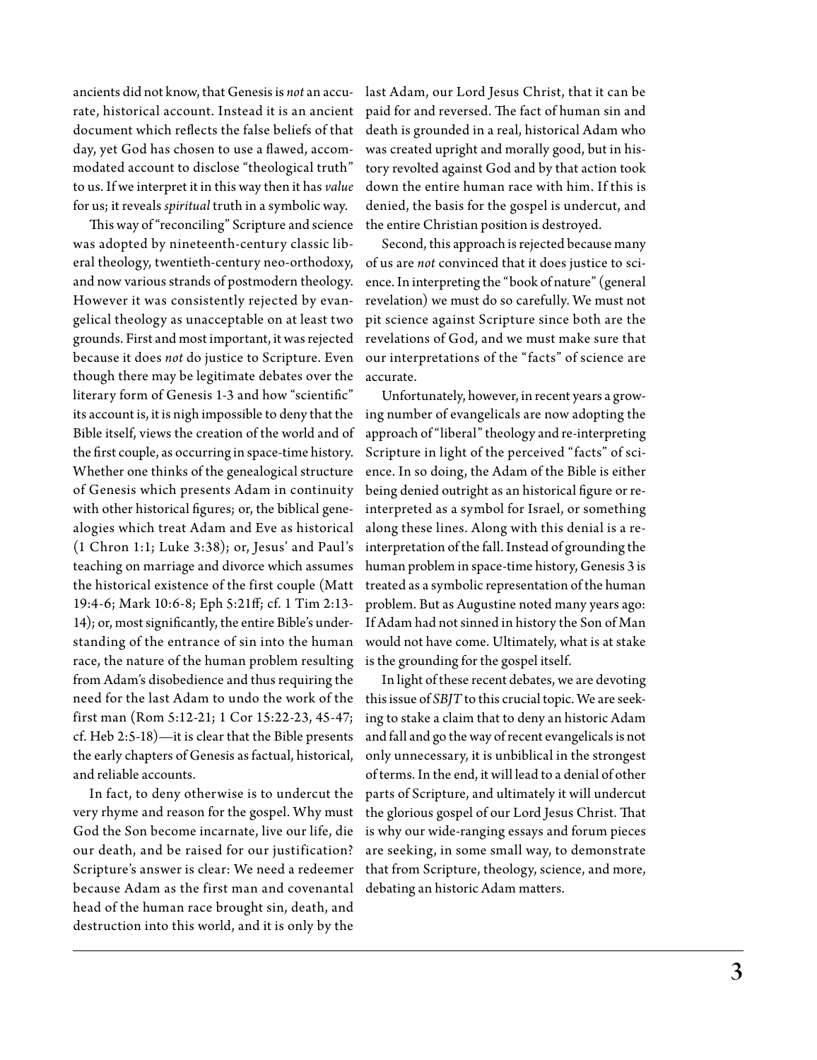ancients did not know, that Genesis is *not* an accurate, historical account. Instead it is an ancient document which reflects the false beliefs of that day, yet God has chosen to use a flawed, accommodated account to disclose "theological truth" to us. If we interpret it in this way then it has *value* for us; it reveals *spiritual* truth in a symbolic way.

This way of "reconciling" Scripture and science was adopted by nineteenth-century classic liberal theology, twentieth-century neo-orthodoxy, and now various strands of postmodern theology. However it was consistently rejected by evangelical theology as unacceptable on at least two grounds. First and most important, it was rejected because it does *not* do justice to Scripture. Even though there may be legitimate debates over the literary form of Genesis 1-3 and how "scientific" its account is, it is nigh impossible to deny that the Bible itself, views the creation of the world and of the first couple, as occurring in space-time history. Whether one thinks of the genealogical structure of Genesis which presents Adam in continuity with other historical figures; or, the biblical genealogies which treat Adam and Eve as historical (1 Chron 1:1; Luke 3:38); or, Jesus' and Paul's teaching on marriage and divorce which assumes the historical existence of the first couple (Matt 19:4-6; Mark 10:6-8; Eph 5:21ff; cf. 1 Tim 2:13-14); or, most significantly, the entire Bible's understanding of the entrance of sin into the human race, the nature of the human problem resulting from Adam's disobedience and thus requiring the need for the last Adam to undo the work of the first man (Rom 5:12-21; 1 Cor 15:22-23, 45-47; cf. Heb 2:5-18)—it is clear that the Bible presents the early chapters of Genesis as factual, historical, and reliable accounts.

In fact, to deny otherwise is to undercut the very rhyme and reason for the gospel. Why must God the Son become incarnate, live our life, die our death, and be raised for our justification? Scripture's answer is clear: We need a redeemer because Adam as the first man and covenantal head of the human race brought sin, death, and destruction into this world, and it is only by the last Adam, our Lord Jesus Christ, that it can be paid for and reversed. The fact of human sin and death is grounded in a real, historical Adam who was created upright and morally good, but in history revolted against God and by that action took down the entire human race with him. If this is denied, the basis for the gospel is undercut, and the entire Christian position is destroyed.

Second, this approach is rejected because many of us are *not* convinced that it does justice to science. In interpreting the "book of nature" (general revelation) we must do so carefully. We must not pit science against Scripture since both are the revelations of God, and we must make sure that our interpretations of the "facts" of science are accurate.

Unfortunately, however, in recent years a growing number of evangelicals are now adopting the approach of "liberal" theology and re-interpreting Scripture in light of the perceived "facts" of science. In so doing, the Adam of the Bible is either being denied outright as an historical figure or re-interpreted as a symbol for Israel, or something along these lines. Along with this denial is a re-interpretation of the fall. Instead of grounding the human problem in space-time history, Genesis 3 is treated as a symbolic representation of the human problem. But as Augustine noted many years ago: If Adam had not sinned in history the Son of Man would not have come. Ultimately, what is at stake is the grounding for the gospel itself.

In light of these recent debates, we are devoting this issue of *SBJT* to this crucial topic. We are seeking to stake a claim that to deny an historic Adam and fall and go the way of recent evangelicals is not only unnecessary, it is unbiblical in the strongest of terms. In the end, it will lead to a denial of other parts of Scripture, and ultimately it will undercut the glorious gospel of our Lord Jesus Christ. That is why our wide-ranging essays and forum pieces are seeking, in some small way, to demonstrate that from Scripture, theology, science, and more, debating an historic Adam matters.